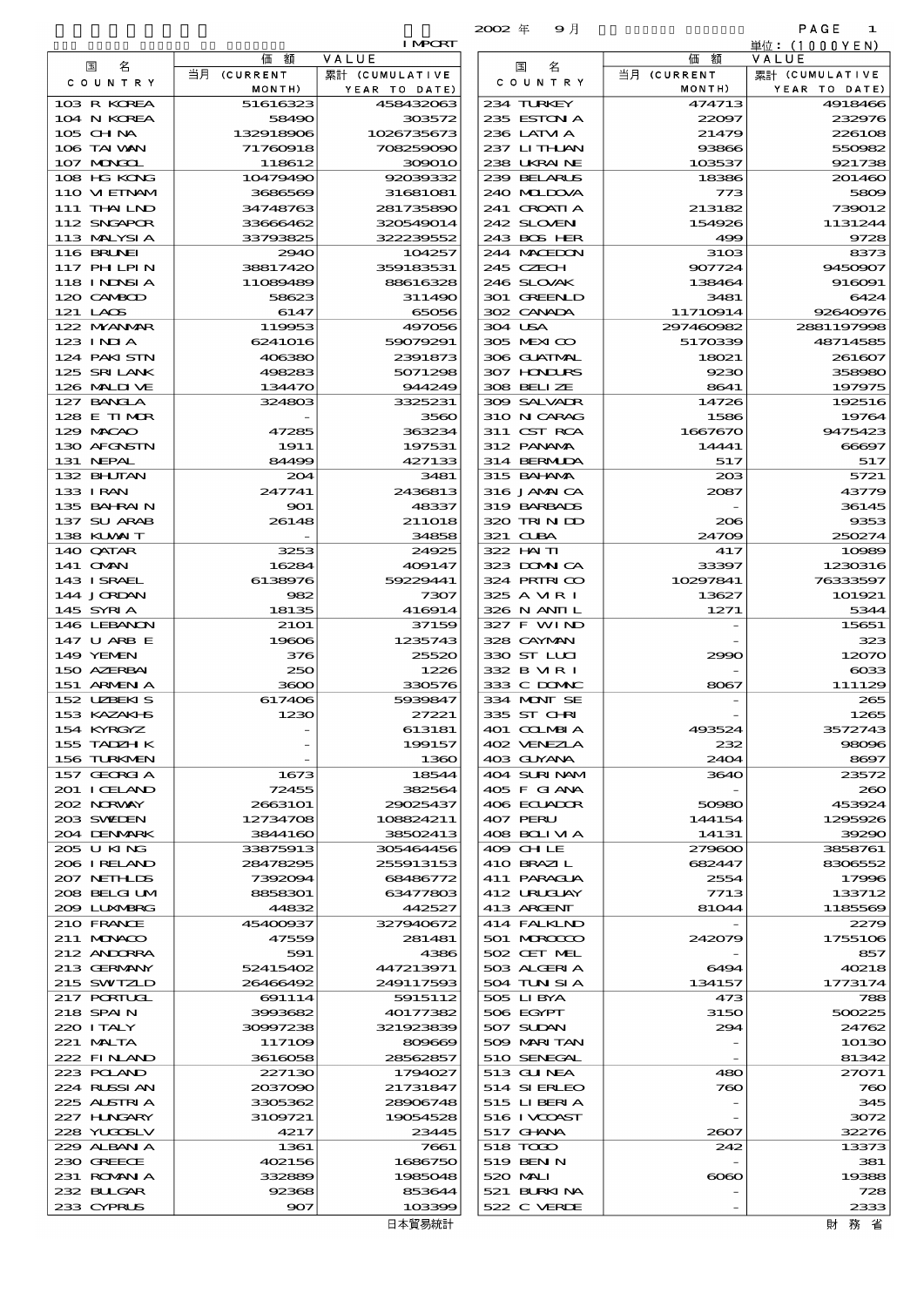IMPORT

2002 年 9 月

単位：(1000YEN)

| 国名 COUNTRY | 価額 VALUE 当月 (CURRENT MONTH) | 累計 (CUMULATIVE YEAR TO DATE) |
|---|---|---|
| 103 R KOREA | 51616323 | 458432063 |
| 104 N KOREA | 58490 | 303572 |
| 105 CHINA | 132918906 | 1026735673 |
| 106 TAIWAN | 71760918 | 708259090 |
| 107 MONGOL | 118612 | 309010 |
| 108 HG KONG | 10479490 | 92039332 |
| 110 VIETNAM | 3686569 | 31681081 |
| 111 THAILND | 34748763 | 281735890 |
| 112 SNGAPOR | 33666462 | 320549014 |
| 113 MALYSIA | 33793825 | 322239552 |
| 116 BRUNEI | 2940 | 104257 |
| 117 PHILPIN | 38817420 | 359183531 |
| 118 INDNSIA | 11089489 | 88616328 |
| 120 CAMBOD | 58623 | 311490 |
| 121 LAOS | 6147 | 65056 |
| 122 MYANMAR | 119953 | 497056 |
| 123 INDIA | 6241016 | 59079291 |
| 124 PAKISTN | 406380 | 2391873 |
| 125 SRI LANK | 498283 | 5071298 |
| 126 MALDIVE | 134470 | 944249 |
| 127 BANGLA | 324803 | 3325231 |
| 128 E TIMOR | - | 3560 |
| 129 MACAO | 47285 | 363234 |
| 130 AFGNSTN | 1911 | 197531 |
| 131 NEPAL | 84499 | 427133 |
| 132 BHUTAN | 204 | 3481 |
| 133 IRAN | 247741 | 2436813 |
| 135 BAHRAIN | 901 | 48337 |
| 137 SU ARAB | 26148 | 211018 |
| 138 KUWAIT | - | 34858 |
| 140 QATAR | 3253 | 24925 |
| 141 OMAN | 16284 | 409147 |
| 143 ISRAEL | 6138976 | 59229441 |
| 144 JORDAN | 982 | 7307 |
| 145 SYRIA | 18135 | 416914 |
| 146 LEBANON | 2101 | 37159 |
| 147 U ARB E | 19606 | 1235743 |
| 149 YEMEN | 376 | 25520 |
| 150 AZERBAI | 250 | 1226 |
| 151 ARMENIA | 3600 | 330576 |
| 152 UZBEKIS | 617406 | 5939847 |
| 153 KAZAKHS | 1230 | 27221 |
| 154 KYRGYZ | - | 613181 |
| 155 TADZHIK | - | 199157 |
| 156 TURKMEN | - | 1360 |
| 157 GEORGIA | 1673 | 18544 |
| 201 ICELAND | 72455 | 382564 |
| 202 NORWAY | 2663101 | 29025437 |
| 203 SWEDEN | 12734708 | 108824211 |
| 204 DENMARK | 3844160 | 38502413 |
| 205 U KING | 33875913 | 305464456 |
| 206 IRELAND | 28478295 | 255913153 |
| 207 NETHLDS | 7392094 | 68486772 |
| 208 BELGIUM | 8858301 | 63477803 |
| 209 LUXMBRG | 44832 | 442527 |
| 210 FRANCE | 45400937 | 327940672 |
| 211 MONACO | 47559 | 281481 |
| 212 ANDORRA | 591 | 4386 |
| 213 GERMANY | 52415402 | 447213971 |
| 215 SWITZLD | 26466492 | 249117593 |
| 217 PORTUGL | 691114 | 5915112 |
| 218 SPAIN | 3993682 | 40177382 |
| 220 ITALY | 30997238 | 321923839 |
| 221 MALTA | 117109 | 809669 |
| 222 FINLAND | 3616058 | 28562857 |
| 223 POLAND | 227130 | 1794027 |
| 224 RUSSIAN | 2037090 | 21731847 |
| 225 AUSTRIA | 3305362 | 28906748 |
| 227 HUNGARY | 3109721 | 19054528 |
| 228 YUGOSLV | 4217 | 23445 |
| 229 ALBANIA | 1361 | 7661 |
| 230 GREECE | 402156 | 1686750 |
| 231 ROMANIA | 332889 | 1985048 |
| 232 BULGAR | 92368 | 853644 |
| 233 CYPRUS | 907 | 103399 |
| 234 TURKEY | 474713 | 4918466 |
| 235 ESTONIA | 22097 | 232976 |
| 236 LATVIA | 21479 | 226108 |
| 237 LITHUAN | 93866 | 550982 |
| 238 UKRAINE | 103537 | 921738 |
| 239 BELARUS | 18386 | 201460 |
| 240 MOLDOVA | 773 | 5809 |
| 241 CROATIA | 213182 | 739012 |
| 242 SLOVEN | 154926 | 1131244 |
| 243 BOS HER | 499 | 9728 |
| 244 MACEDON | 3103 | 8373 |
| 245 CZECH | 907724 | 9450907 |
| 246 SLOVAK | 138464 | 916091 |
| 301 GREENLD | 3481 | 6424 |
| 302 CANADA | 11710914 | 92640976 |
| 304 USA | 297460982 | 2881197998 |
| 305 MEXICO | 5170339 | 48714585 |
| 306 GUATMAL | 18021 | 261607 |
| 307 HONDURS | 9230 | 358980 |
| 308 BELIZE | 8641 | 197975 |
| 309 SALVADR | 14726 | 192516 |
| 310 NICARAG | 1586 | 19764 |
| 311 CST RCA | 1667670 | 9475423 |
| 312 PANAMA | 14441 | 66697 |
| 314 BERMUDA | 517 | 517 |
| 315 BAHAMA | 203 | 5721 |
| 316 JAMAICA | 2087 | 43779 |
| 319 BARBADS | - | 36145 |
| 320 TRINIDD | 206 | 9353 |
| 321 CUBA | 24709 | 250274 |
| 322 HAITI | 417 | 10989 |
| 323 DOMNICA | 33397 | 1230316 |
| 324 PRTRICO | 10297841 | 76333597 |
| 325 A VIRI | 13627 | 101921 |
| 326 N ANTIL | 1271 | 5344 |
| 327 F WIND | - | 15651 |
| 328 CAYMAN | - | 323 |
| 330 ST LUCI | 2990 | 12070 |
| 332 B VIRI | - | 6033 |
| 333 C DOMNC | 8067 | 111129 |
| 334 MONT SE | - | 265 |
| 335 ST CHRI | - | 1265 |
| 401 COLMBIA | 493524 | 3572743 |
| 402 VENEZLA | 232 | 98096 |
| 403 GUYANA | 2404 | 8697 |
| 404 SURINAM | 3640 | 23572 |
| 405 F GIANA | - | 260 |
| 406 ECUADOR | 50980 | 453924 |
| 407 PERU | 144154 | 1295926 |
| 408 BOLIVIA | 14131 | 39290 |
| 409 CHILE | 279600 | 3858761 |
| 410 BRAZIL | 682447 | 8306552 |
| 411 PARAGUA | 2554 | 17996 |
| 412 URUGUAY | 7713 | 133712 |
| 413 ARGENT | 81044 | 1185569 |
| 414 FALKLND | - | 2279 |
| 501 MOROCCO | 242079 | 1755106 |
| 502 CET MEL | - | 857 |
| 503 ALGERIA | 6494 | 40218 |
| 504 TUNISIA | 134157 | 1773174 |
| 505 LIBYA | 473 | 788 |
| 506 EGYPT | 3150 | 500225 |
| 507 SUDAN | 294 | 24762 |
| 509 MARITAN | - | 10130 |
| 510 SENEGAL | - | 81342 |
| 513 GUINEA | 480 | 27071 |
| 514 SIERLEO | 760 | 760 |
| 515 LIBERIA | - | 345 |
| 516 IVCOAST | - | 3072 |
| 517 GHANA | 2607 | 32276 |
| 518 TOGO | 242 | 13373 |
| 519 BENIN | - | 381 |
| 520 MALI | 6060 | 19388 |
| 521 BURKINA | - | 728 |
| 522 C VERDE | - | 2333 |

日本貿易統計　　財務省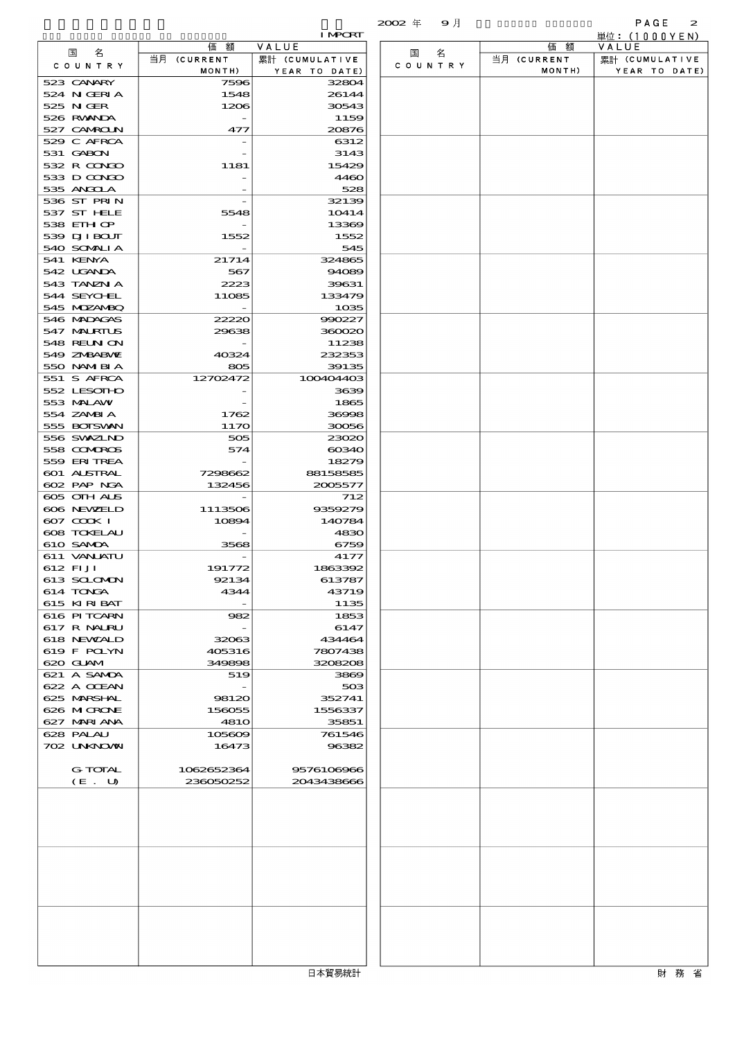IMPORT

2002 年 9 月

単位：(1000YEN)

| 国 名 COUNTRY | 価額 VALUE 当月 (CURRENT MONTH) | 累計 (CUMULATIVE YEAR TO DATE) |
|---|---|---|
| 523 CANARY | 7596 | 32804 |
| 524 NIGERIA | 1548 | 26144 |
| 525 NIGER | 1206 | 30543 |
| 526 RWANDA | - | 1159 |
| 527 CAMROUN | 477 | 20876 |
| 529 C AFRCA | - | 6312 |
| 531 GABON | - | 3143 |
| 532 R CONGO | 1181 | 15429 |
| 533 D CONGO | - | 4460 |
| 535 ANGOLA | - | 528 |
| 536 ST PRIN | - | 32139 |
| 537 ST HELE | 5548 | 10414 |
| 538 ETHIOP | - | 13369 |
| 539 DJIBOUT | 1552 | 1552 |
| 540 SOMALIA | - | 545 |
| 541 KENYA | 21714 | 324865 |
| 542 UGANDA | 567 | 94089 |
| 543 TANZNIA | 2223 | 39631 |
| 544 SEYCHEL | 11085 | 133479 |
| 545 MOZAMBQ | - | 1035 |
| 546 MADAGAS | 22220 | 990227 |
| 547 MAURTUS | 29638 | 360020 |
| 548 REUNION | - | 11238 |
| 549 ZMBABWE | 40324 | 232353 |
| 550 NAMIBIA | 805 | 39135 |
| 551 S AFRCA | 12702472 | 100404403 |
| 552 LESOTHO | - | 3639 |
| 553 MALAWI | - | 1865 |
| 554 ZAMBIA | 1762 | 36998 |
| 555 BOTSWAN | 1170 | 30056 |
| 556 SWAZLND | 505 | 23020 |
| 558 COMOROS | 574 | 60340 |
| 559 ERITREA | - | 18279 |
| 601 AUSTRAL | 7298662 | 88158585 |
| 602 PAP NGA | 132456 | 2005577 |
| 605 OTH AUS | - | 712 |
| 606 NEWZELD | 1113506 | 9359279 |
| 607 COOK I | 10894 | 140784 |
| 608 TOKELAU | - | 4830 |
| 610 SAMOA | 3568 | 6759 |
| 611 VANUATU | - | 4177 |
| 612 FIJI | 191772 | 1863392 |
| 613 SOLOMON | 92134 | 613787 |
| 614 TONGA | 4344 | 43719 |
| 615 KIRIBAT | - | 1135 |
| 616 PITCARN | 982 | 1853 |
| 617 R NAURU | - | 6147 |
| 618 NEWCALD | 32063 | 434464 |
| 619 F POLYN | 405316 | 7807438 |
| 620 GUAM | 349898 | 3208208 |
| 621 A SAMOA | 519 | 3869 |
| 622 A OCEAN | - | 503 |
| 625 MARSHAL | 98120 | 352741 |
| 626 MICRONE | 156055 | 1556337 |
| 627 MARIANA | 4810 | 35851 |
| 628 PALAU | 105609 | 761546 |
| 702 UNKNOWN | 16473 | 96382 |
| G-TOTAL | 1062652364 | 9576106966 |
| (E. U) | 236050252 | 2043438666 |

日本貿易統計

財務省